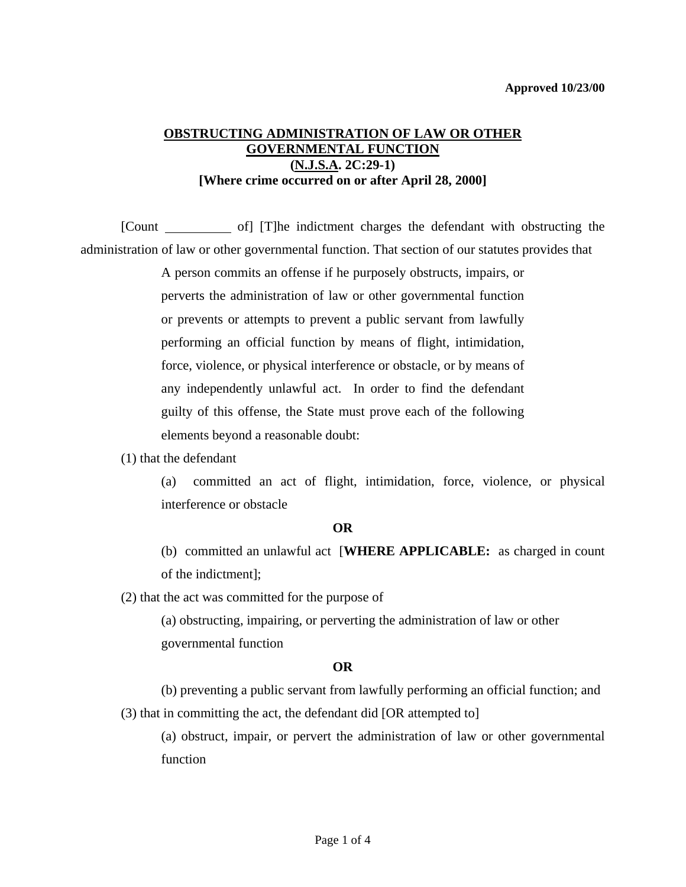**Approved 10/23/00**

## OBSTRUCTING ADMINISTRATION OF LAW OR OTHER GOVERNMENTAL FUNCTION
## (N.J.S.A. 2C:29-1)
## [Where crime occurred on or after April 28, 2000]

[Count __________ of] [T]he indictment charges the defendant with obstructing the administration of law or other governmental function. That section of our statutes provides that

> A person commits an offense if he purposely obstructs, impairs, or perverts the administration of law or other governmental function or prevents or attempts to prevent a public servant from lawfully performing an official function by means of flight, intimidation, force, violence, or physical interference or obstacle, or by means of any independently unlawful act. In order to find the defendant guilty of this offense, the State must prove each of the following elements beyond a reasonable doubt:

(1) that the defendant

> (a) committed an act of flight, intimidation, force, violence, or physical interference or obstacle
>
> **OR**
>
> (b) committed an unlawful act [**WHERE APPLICABLE:** as charged in count of the indictment];

(2) that the act was committed for the purpose of

> (a) obstructing, impairing, or perverting the administration of law or other governmental function
>
> **OR**
>
> (b) preventing a public servant from lawfully performing an official function; and

(3) that in committing the act, the defendant did [OR attempted to]

> (a) obstruct, impair, or pervert the administration of law or other governmental function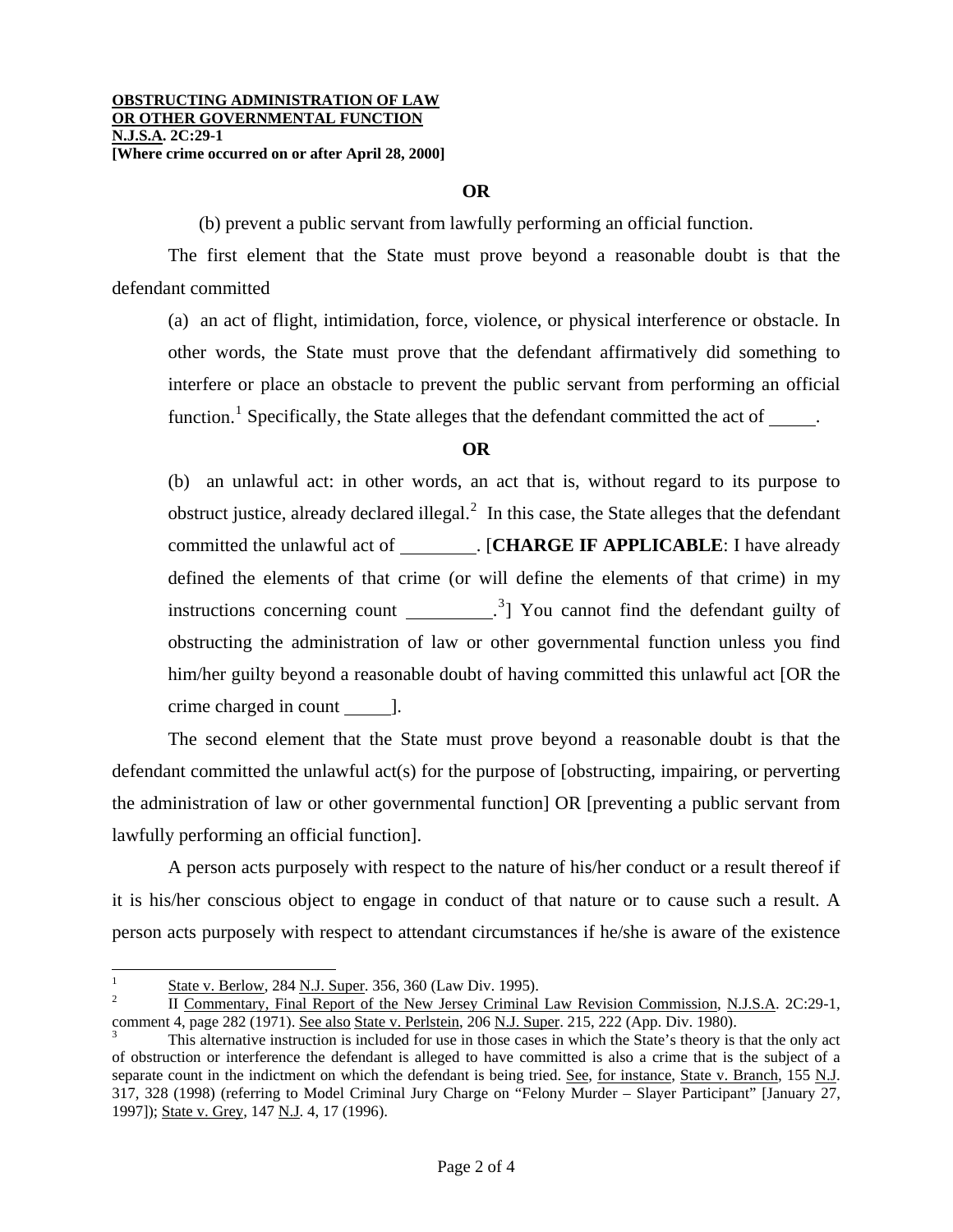**OR**

(b) prevent a public servant from lawfully performing an official function.

The first element that the State must prove beyond a reasonable doubt is that the defendant committed

> (a) an act of flight, intimidation, force, violence, or physical interference or obstacle. In other words, the State must prove that the defendant affirmatively did something to interfere or place an obstacle to prevent the public servant from performing an official function.[1] Specifically, the State alleges that the defendant committed the act of _____.
>
> **OR**
>
> (b) an unlawful act: in other words, an act that is, without regard to its purpose to obstruct justice, already declared illegal.[2] In this case, the State alleges that the defendant committed the unlawful act of ________. [**CHARGE IF APPLICABLE**: I have already defined the elements of that crime (or will define the elements of that crime) in my instructions concerning count _________.[3]] You cannot find the defendant guilty of obstructing the administration of law or other governmental function unless you find him/her guilty beyond a reasonable doubt of having committed this unlawful act [OR the crime charged in count _____].

The second element that the State must prove beyond a reasonable doubt is that the defendant committed the unlawful act(s) for the purpose of [obstructing, impairing, or perverting the administration of law or other governmental function] OR [preventing a public servant from lawfully performing an official function].

A person acts purposely with respect to the nature of his/her conduct or a result thereof if it is his/her conscious object to engage in conduct of that nature or to cause such a result. A person acts purposely with respect to attendant circumstances if he/she is aware of the existence

---

[1] State v. Berlow, 284 N.J. Super. 356, 360 (Law Div. 1995).

[2] II Commentary, Final Report of the New Jersey Criminal Law Revision Commission, N.J.S.A. 2C:29-1, comment 4, page 282 (1971). See also State v. Perlstein, 206 N.J. Super. 215, 222 (App. Div. 1980).

[3] This alternative instruction is included for use in those cases in which the State's theory is that the only act of obstruction or interference the defendant is alleged to have committed is also a crime that is the subject of a separate count in the indictment on which the defendant is being tried. See, for instance, State v. Branch, 155 N.J. 317, 328 (1998) (referring to Model Criminal Jury Charge on "Felony Murder – Slayer Participant" [January 27, 1997]); State v. Grey, 147 N.J. 4, 17 (1996).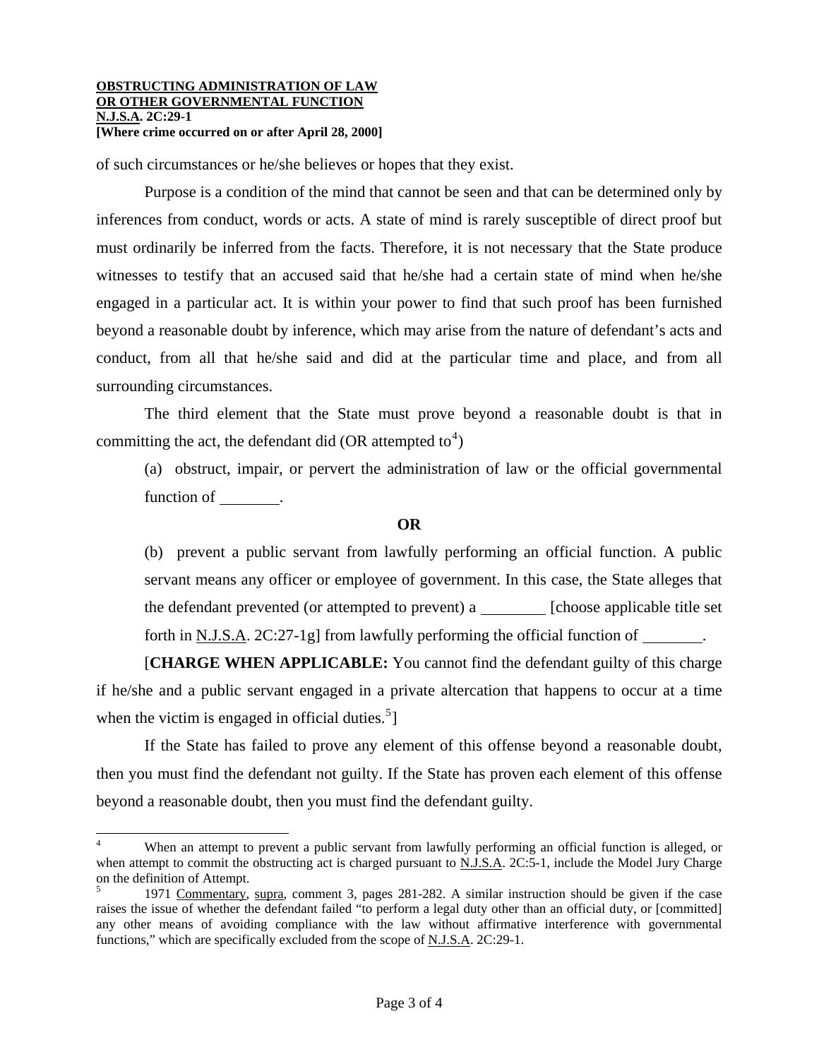of such circumstances or he/she believes or hopes that they exist.

Purpose is a condition of the mind that cannot be seen and that can be determined only by inferences from conduct, words or acts. A state of mind is rarely susceptible of direct proof but must ordinarily be inferred from the facts. Therefore, it is not necessary that the State produce witnesses to testify that an accused said that he/she had a certain state of mind when he/she engaged in a particular act. It is within your power to find that such proof has been furnished beyond a reasonable doubt by inference, which may arise from the nature of defendant's acts and conduct, from all that he/she said and did at the particular time and place, and from all surrounding circumstances.

The third element that the State must prove beyond a reasonable doubt is that in committing the act, the defendant did (OR attempted to[4])

(a) obstruct, impair, or pervert the administration of law or the official governmental function of ________.

**OR**

(b) prevent a public servant from lawfully performing an official function. A public servant means any officer or employee of government. In this case, the State alleges that the defendant prevented (or attempted to prevent) a ________ [choose applicable title set forth in N.J.S.A. 2C:27-1g] from lawfully performing the official function of ________.

[**CHARGE WHEN APPLICABLE:** You cannot find the defendant guilty of this charge if he/she and a public servant engaged in a private altercation that happens to occur at a time when the victim is engaged in official duties.[5]]

If the State has failed to prove any element of this offense beyond a reasonable doubt, then you must find the defendant not guilty. If the State has proven each element of this offense beyond a reasonable doubt, then you must find the defendant guilty.

---

[4] When an attempt to prevent a public servant from lawfully performing an official function is alleged, or when attempt to commit the obstructing act is charged pursuant to N.J.S.A. 2C:5-1, include the Model Jury Charge on the definition of Attempt.

[5] 1971 Commentary, supra, comment 3, pages 281-282. A similar instruction should be given if the case raises the issue of whether the defendant failed "to perform a legal duty other than an official duty, or [committed] any other means of avoiding compliance with the law without affirmative interference with governmental functions," which are specifically excluded from the scope of N.J.S.A. 2C:29-1.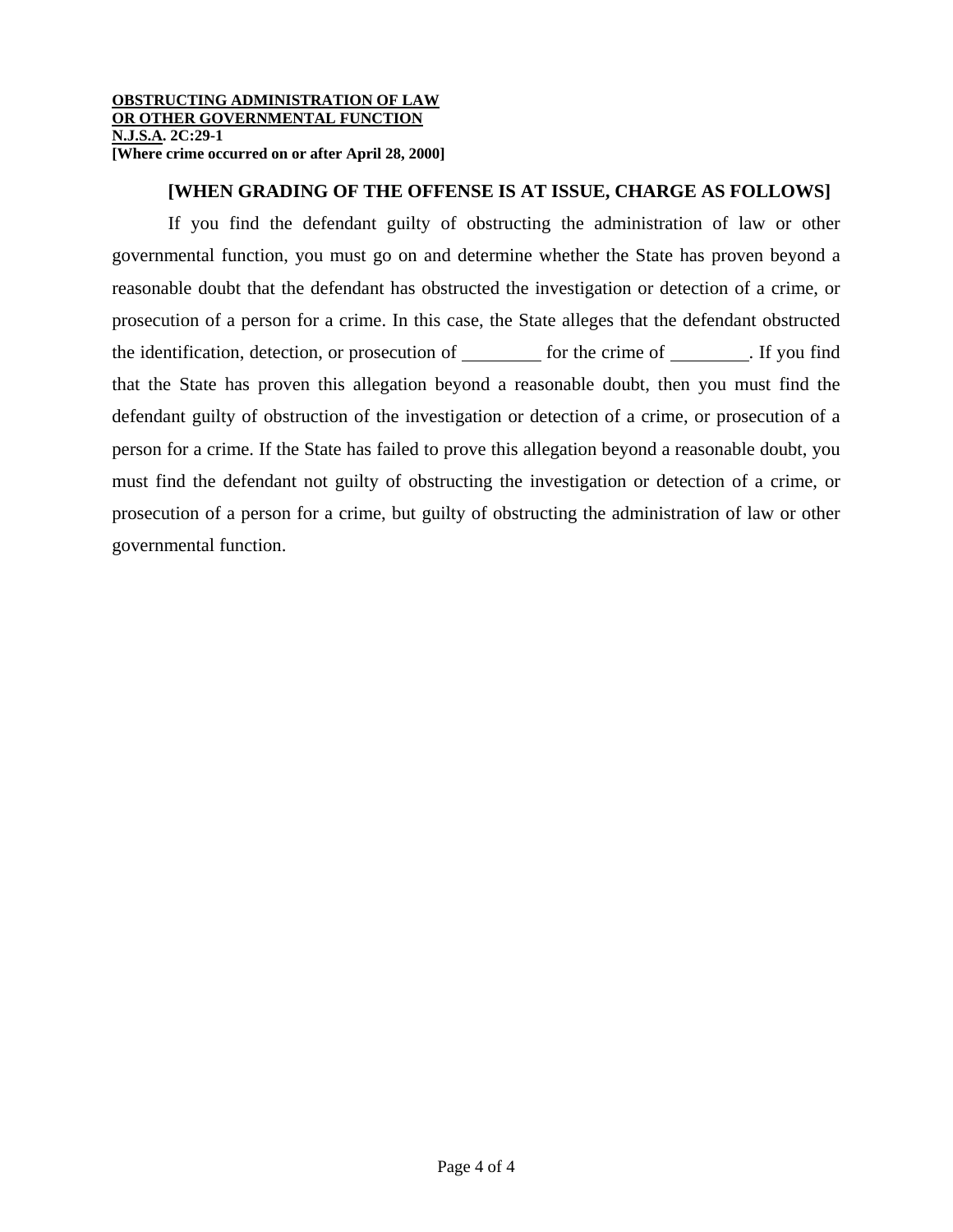**OBSTRUCTING ADMINISTRATION OF LAW**
**OR OTHER GOVERNMENTAL FUNCTION**
**N.J.S.A. 2C:29-1**
**[Where crime occurred on or after April 28, 2000]**

**[WHEN GRADING OF THE OFFENSE IS AT ISSUE, CHARGE AS FOLLOWS]**

If you find the defendant guilty of obstructing the administration of law or other governmental function, you must go on and determine whether the State has proven beyond a reasonable doubt that the defendant has obstructed the investigation or detection of a crime, or prosecution of a person for a crime. In this case, the State alleges that the defendant obstructed the identification, detection, or prosecution of \_\_\_\_\_\_\_\_\_ for the crime of \_\_\_\_\_\_\_\_\_. If you find that the State has proven this allegation beyond a reasonable doubt, then you must find the defendant guilty of obstruction of the investigation or detection of a crime, or prosecution of a person for a crime. If the State has failed to prove this allegation beyond a reasonable doubt, you must find the defendant not guilty of obstructing the investigation or detection of a crime, or prosecution of a person for a crime, but guilty of obstructing the administration of law or other governmental function.